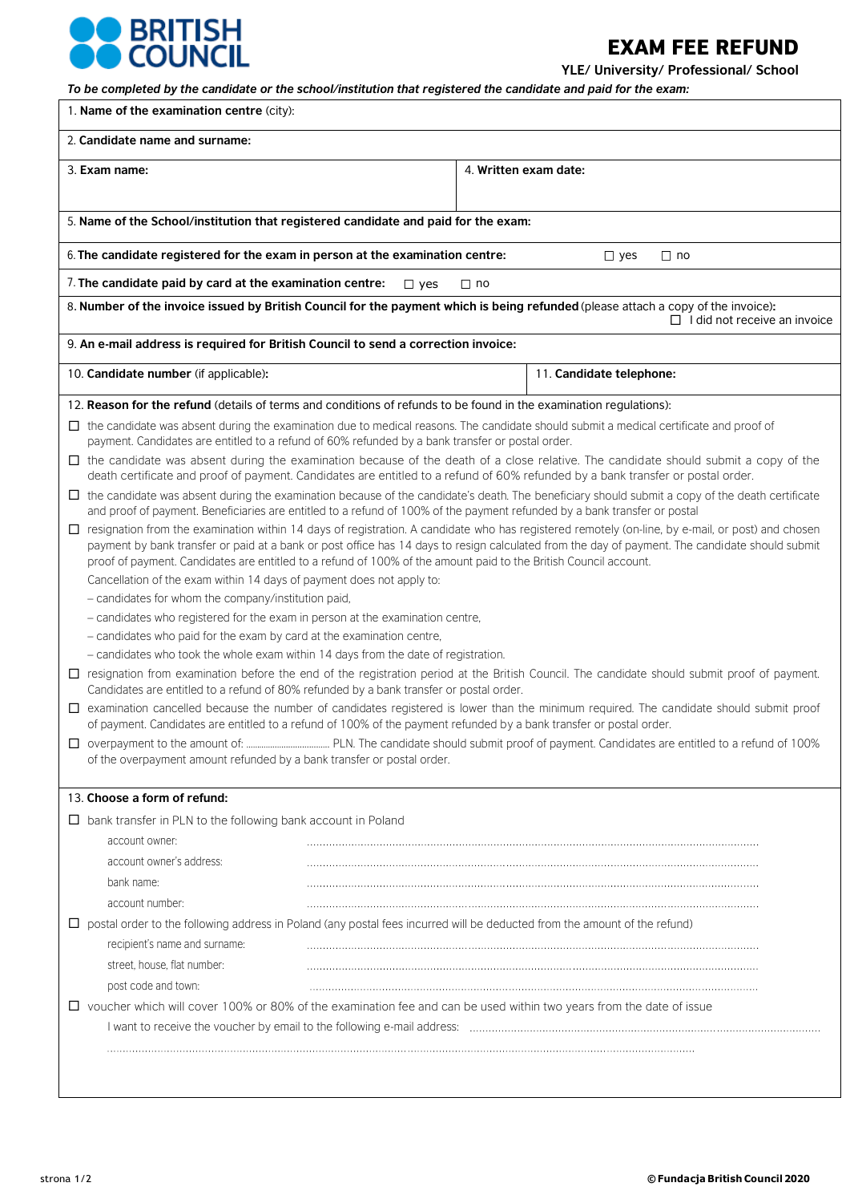BRITISH COUNCIL

# EXAM FEE REFUND

**YLE/ University/ Professional/ School**

*To be completed by the candidate or the school/institution that registered the candidate and paid for the exam:*

1. **Name of the examination centre** (city):

2. **Candidate name and surname:**

3. **Exam name:**

4. **Written exam date:**

5. **Name of the School/institution that registered candidate and paid for the exam:**

6. **The candidate registered for the exam in person at the examination centre:** ☐ yes ☐ no

7. **The candidate paid by card at the examination centre:** ☐ yes ☐ no

8. **Number of the invoice issued by British Council for the payment which is being refunded** (please attach a copy of the invoice)**:**
☐ I did not receive an invoice

9. **An e-mail address is required for British Council to send a correction invoice:**

10. **Candidate number** (if applicable)**:**

11. **Candidate telephone:**

12. **Reason for the refund** (details of terms and conditions of refunds to be found in the examination regulations):

- ☐ the candidate was absent during the examination due to medical reasons. The candidate should submit a medical certificate and proof of payment. Candidates are entitled to a refund of 60% refunded by a bank transfer or postal order.
- ☐ the candidate was absent during the examination because of the death of a close relative. The candidate should submit a copy of the death certificate and proof of payment. Candidates are entitled to a refund of 60% refunded by a bank transfer or postal order.
- ☐ the candidate was absent during the examination because of the candidate's death. The beneficiary should submit a copy of the death certificate and proof of payment. Beneficiaries are entitled to a refund of 100% of the payment refunded by a bank transfer or postal
- ☐ resignation from the examination within 14 days of registration. A candidate who has registered remotely (on-line, by e-mail, or post) and chosen payment by bank transfer or paid at a bank or post office has 14 days to resign calculated from the day of payment. The candidate should submit proof of payment. Candidates are entitled to a refund of 100% of the amount paid to the British Council account.

  Cancellation of the exam within 14 days of payment does not apply to:

  – candidates for whom the company/institution paid,

  – candidates who registered for the exam in person at the examination centre,

  – candidates who paid for the exam by card at the examination centre,

  – candidates who took the whole exam within 14 days from the date of registration.
- ☐ resignation from examination before the end of the registration period at the British Council. The candidate should submit proof of payment. Candidates are entitled to a refund of 80% refunded by a bank transfer or postal order.
- ☐ examination cancelled because the number of candidates registered is lower than the minimum required. The candidate should submit proof of payment. Candidates are entitled to a refund of 100% of the payment refunded by a bank transfer or postal order.
- ☐ overpayment to the amount of: .................................. PLN. The candidate should submit proof of payment. Candidates are entitled to a refund of 100% of the overpayment amount refunded by a bank transfer or postal order.

13. **Choose a form of refund:**

- ☐ bank transfer in PLN to the following bank account in Poland

  account owner: ..........................................................................................................

  account owner's address: ..........................................................................................................

  bank name: ..........................................................................................................

  account number: ..........................................................................................................
- ☐ postal order to the following address in Poland (any postal fees incurred will be deducted from the amount of the refund)

  recipient's name and surname: ..........................................................................................................

  street, house, flat number: ..........................................................................................................

  post code and town: ..........................................................................................................
- ☐ voucher which will cover 100% or 80% of the examination fee and can be used within two years from the date of issue

  I want to receive the voucher by email to the following e-mail address: ..........................................................................................................

  ..........................................................................................................

© Fundacja British Council 2020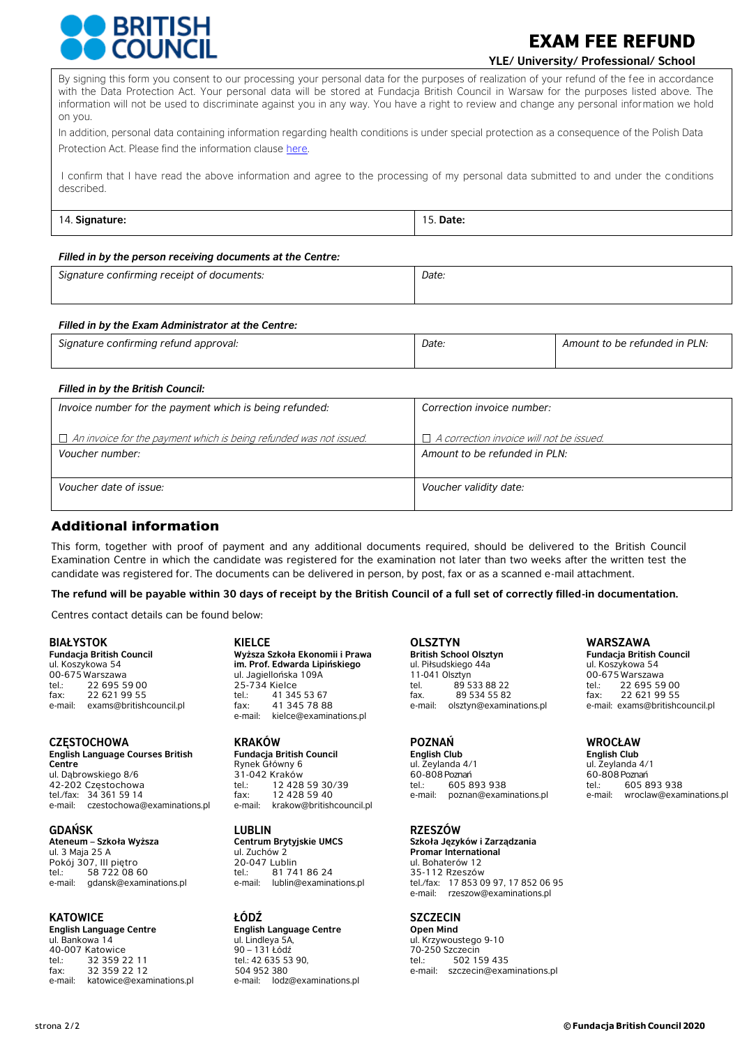# EXAM FEE REFUND

**YLE/ University/ Professional/ School**

By signing this form you consent to our processing your personal data for the purposes of realization of your refund of the fee in accordance with the Data Protection Act. Your personal data will be stored at Fundacja British Council in Warsaw for the purposes listed above. The information will not be used to discriminate against you in any way. You have a right to review and change any personal information we hold on you.

In addition, personal data containing information regarding health conditions is under special protection as a consequence of the Polish Data Protection Act. Please find the information clause here.

I confirm that I have read the above information and agree to the processing of my personal data submitted to and under the conditions described.

| | |
|---|---|
| 14. **Signature:** | 15. **Date:** |

***Filled in by the person receiving documents at the Centre:***

| | |
|---|---|
| *Signature confirming receipt of documents:* | *Date:* |

***Filled in by the Exam Administrator at the Centre:***

| | | |
|---|---|---|
| *Signature confirming refund approval:* | *Date:* | *Amount to be refunded in PLN:* |

***Filled in by the British Council:***

| | |
|---|---|
| *Invoice number for the payment which is being refunded:*<br><br>☐ *An invoice for the payment which is being refunded was not issued.* | *Correction invoice number:*<br><br>☐ *A correction invoice will not be issued.* |
| *Voucher number:* | *Amount to be refunded in PLN:* |
| *Voucher date of issue:* | *Voucher validity date:* |

## Additional information

This form, together with proof of payment and any additional documents required, should be delivered to the British Council Examination Centre in which the candidate was registered for the examination not later than two weeks after the written test the candidate was registered for. The documents can be delivered in person, by post, fax or as a scanned e-mail attachment.

**The refund will be payable within 30 days of receipt by the British Council of a full set of correctly filled-in documentation.**

Centres contact details can be found below:

**BIAŁYSTOK**
**Fundacja British Council**
ul. Koszykowa 54
00-675 Warszawa
tel.: 22 695 59 00
fax: 22 621 99 55
e-mail: exams@britishcouncil.pl

**CZĘSTOCHOWA**
**English Language Courses British Centre**
ul. Dąbrowskiego 8/6
42-202 Częstochowa
tel./fax: 34 361 59 14
e-mail: czestochowa@examinations.pl

**GDAŃSK**
**Ateneum – Szkoła Wyższa**
ul. 3 Maja 25 A
Pokój 307, III piętro
tel.: 58 722 08 60
e-mail: gdansk@examinations.pl

**KATOWICE**
**English Language Centre**
ul. Bankowa 14
40-007 Katowice
tel.: 32 359 22 11
fax: 32 359 22 12
e-mail: katowice@examinations.pl

**KIELCE**
**Wyższa Szkoła Ekonomii i Prawa im. Prof. Edwarda Lipińskiego**
ul. Jagiellońska 109A
25-734 Kielce
tel.: 41 345 53 67
fax: 41 345 78 88
e-mail: kielce@examinations.pl

**KRAKÓW**
**Fundacja British Council**
Rynek Główny 6
31-042 Kraków
tel.: 12 428 59 30/39
fax: 12 428 59 40
e-mail: krakow@britishcouncil.pl

**LUBLIN**
**Centrum Brytyjskie UMCS**
ul. Zuchów 2
20-047 Lublin
tel.: 81 741 86 24
e-mail: lublin@examinations.pl

**ŁÓDŹ**
**English Language Centre**
ul. Lindleya 5A,
90 – 131 Łódź
tel.: 42 635 53 90,
504 952 380
e-mail: lodz@examinations.pl

**OLSZTYN**
**British School Olsztyn**
ul. Piłsudskiego 44a
11-041 Olsztyn
tel. 89 533 88 22
fax. 89 534 55 82
e-mail: olsztyn@examinations.pl

**POZNAŃ**
**English Club**
ul. Zeylanda 4/1
60-808 Poznań
tel.: 605 893 938
e-mail: poznan@examinations.pl

**RZESZÓW**
**Szkoła Języków i Zarządzania Promar International**
ul. Bohaterów 12
35-112 Rzeszów
tel./fax: 17 853 09 97, 17 852 06 95
e-mail: rzeszow@examinations.pl

**SZCZECIN**
**Open Mind**
ul. Krzywoustego 9-10
70-250 Szczecin
tel.: 502 159 435
e-mail: szczecin@examinations.pl

**WARSZAWA**
**Fundacja British Council**
ul. Koszykowa 54
00-675 Warszawa
tel.: 22 695 59 00
fax: 22 621 99 55
e-mail: exams@britishcouncil.pl

**WROCŁAW**
**English Club**
ul. Zeylanda 4/1
60-808 Poznań
tel.: 605 893 938
e-mail: wroclaw@examinations.pl

**© Fundacja British Council 2020**